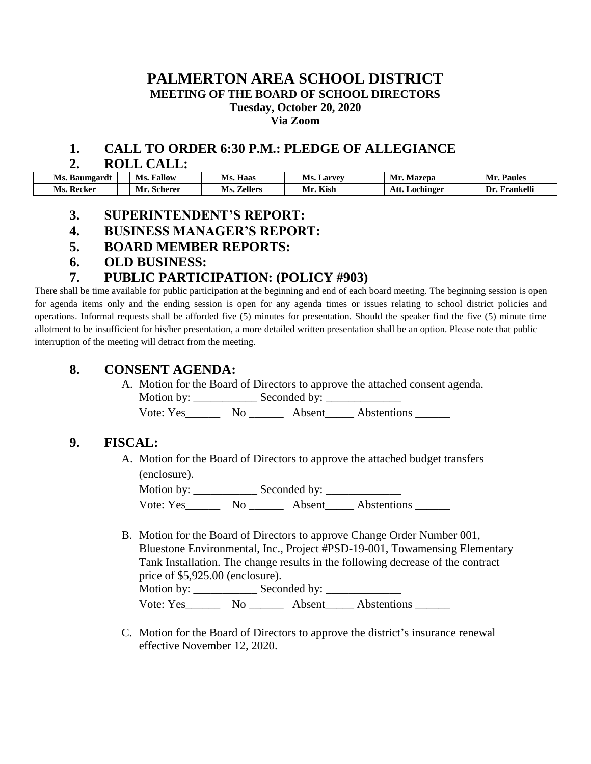# PALMERTON AREA SCHOOL DISTRICT

**MEETING OF THE BOARD OF SCHOOL DIRECTORS**

**Tuesday, October 20, 2020**

**Via Zoom**

## 1. CALL TO ORDER 6:30 P.M.: PLEDGE OF ALLEGIANCE

## 2. ROLL CALL:

| | Ms. Baumgardt | | Ms. Fallow | | Ms. Haas | | Ms. Larvey | | Mr. Mazepa | | Mr. Paules |
|---|---|---|---|---|---|---|---|---|---|---|---|
| | Ms. Recker | | Mr. Scherer | | Ms. Zellers | | Mr. Kish | | Att. Lochinger | | Dr. Frankelli |

## 3. SUPERINTENDENT'S REPORT:

## 4. BUSINESS MANAGER'S REPORT:

## 5. BOARD MEMBER REPORTS:

## 6. OLD BUSINESS:

## 7. PUBLIC PARTICIPATION: (POLICY #903)

There shall be time available for public participation at the beginning and end of each board meeting. The beginning session is open for agenda items only and the ending session is open for any agenda times or issues relating to school district policies and operations. Informal requests shall be afforded five (5) minutes for presentation. Should the speaker find the five (5) minute time allotment to be insufficient for his/her presentation, a more detailed written presentation shall be an option. Please note that public interruption of the meeting will detract from the meeting.

## 8. CONSENT AGENDA:

A. Motion for the Board of Directors to approve the attached consent agenda.
Motion by: ___________ Seconded by: _____________
Vote: Yes______ No ______ Absent_____ Abstentions ______

## 9. FISCAL:

A. Motion for the Board of Directors to approve the attached budget transfers (enclosure).
Motion by: ___________ Seconded by: _____________
Vote: Yes______ No ______ Absent_____ Abstentions ______

B. Motion for the Board of Directors to approve Change Order Number 001, Bluestone Environmental, Inc., Project #PSD-19-001, Towamensing Elementary Tank Installation. The change results in the following decrease of the contract price of $5,925.00 (enclosure).
Motion by: ___________ Seconded by: _____________
Vote: Yes______ No ______ Absent_____ Abstentions ______

C. Motion for the Board of Directors to approve the district's insurance renewal effective November 12, 2020.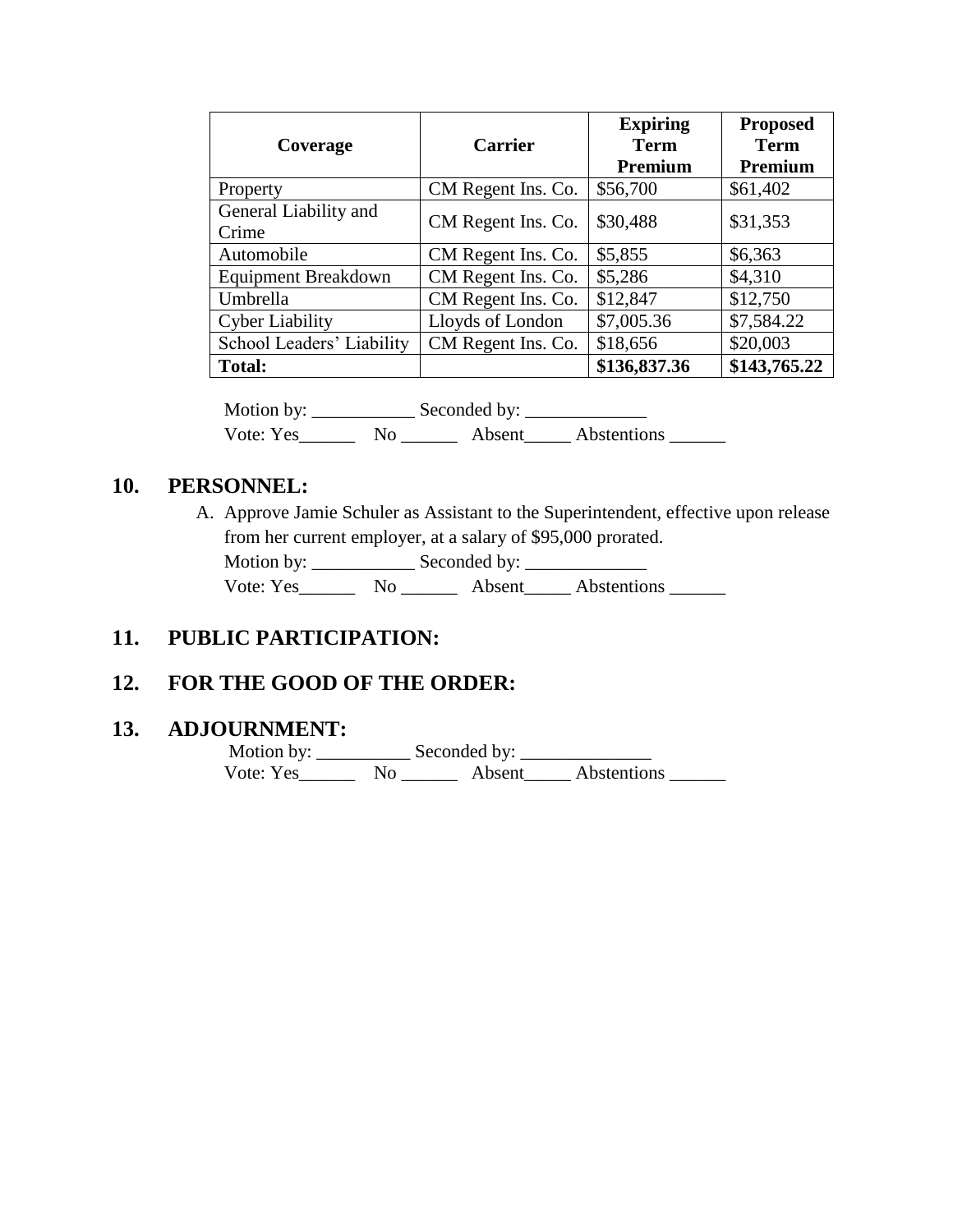| Coverage | Carrier | Expiring Term Premium | Proposed Term Premium |
|---|---|---|---|
| Property | CM Regent Ins. Co. | $56,700 | $61,402 |
| General Liability and Crime | CM Regent Ins. Co. | $30,488 | $31,353 |
| Automobile | CM Regent Ins. Co. | $5,855 | $6,363 |
| Equipment Breakdown | CM Regent Ins. Co. | $5,286 | $4,310 |
| Umbrella | CM Regent Ins. Co. | $12,847 | $12,750 |
| Cyber Liability | Lloyds of London | $7,005.36 | $7,584.22 |
| School Leaders' Liability | CM Regent Ins. Co. | $18,656 | $20,003 |
| **Total:** | | **$136,837.36** | **$143,765.22** |

Motion by: ___________ Seconded by: _____________
Vote: Yes______ No ______ Absent_____ Abstentions ______

## 10. PERSONNEL:

A. Approve Jamie Schuler as Assistant to the Superintendent, effective upon release from her current employer, at a salary of $95,000 prorated.
Motion by: ___________ Seconded by: _____________
Vote: Yes______ No ______ Absent_____ Abstentions ______

## 11. PUBLIC PARTICIPATION:

## 12. FOR THE GOOD OF THE ORDER:

## 13. ADJOURNMENT:

Motion by: __________ Seconded by: ______________
Vote: Yes______ No ______ Absent_____ Abstentions ______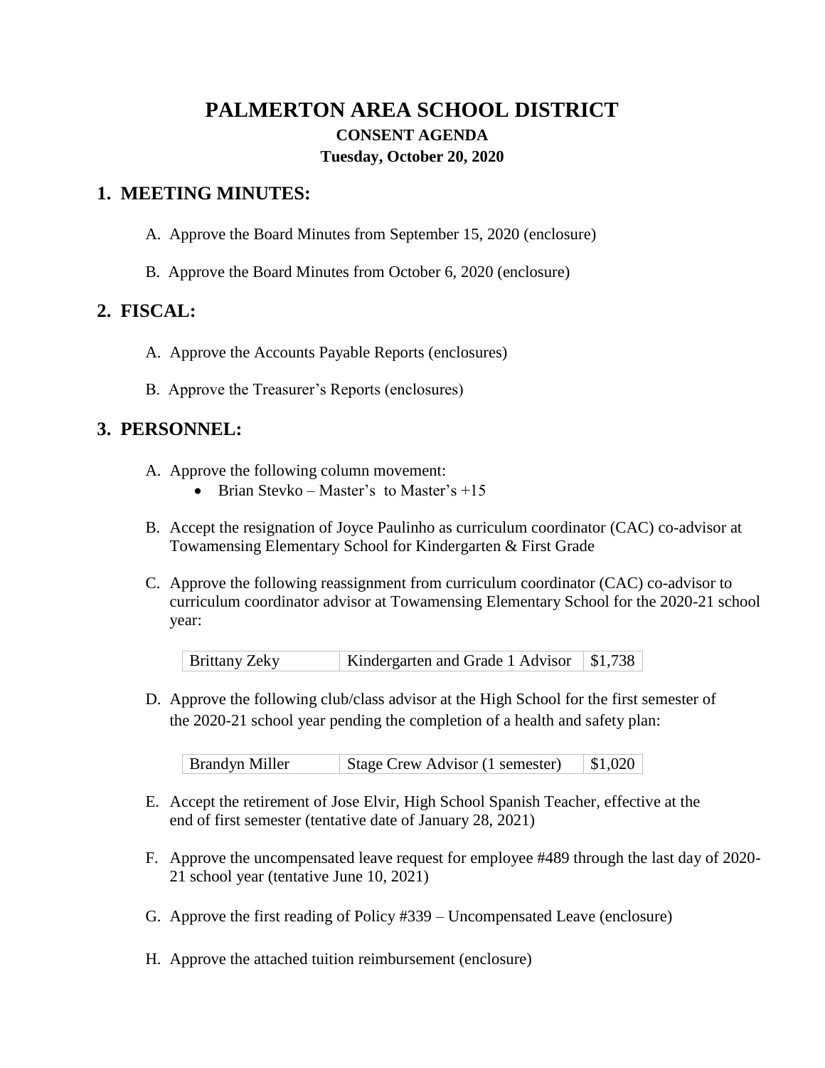# PALMERTON AREA SCHOOL DISTRICT

### CONSENT AGENDA

### Tuesday, October 20, 2020

## 1. MEETING MINUTES:

A. Approve the Board Minutes from September 15, 2020 (enclosure)

B. Approve the Board Minutes from October 6, 2020 (enclosure)

## 2. FISCAL:

A. Approve the Accounts Payable Reports (enclosures)

B. Approve the Treasurer's Reports (enclosures)

## 3. PERSONNEL:

A. Approve the following column movement:

- Brian Stevko – Master's to Master's +15

B. Accept the resignation of Joyce Paulinho as curriculum coordinator (CAC) co-advisor at Towamensing Elementary School for Kindergarten & First Grade

C. Approve the following reassignment from curriculum coordinator (CAC) co-advisor to curriculum coordinator advisor at Towamensing Elementary School for the 2020-21 school year:

| Brittany Zeky | Kindergarten and Grade 1 Advisor | $1,738 |
|---|---|---|

D. Approve the following club/class advisor at the High School for the first semester of the 2020-21 school year pending the completion of a health and safety plan:

| Brandyn Miller | Stage Crew Advisor (1 semester) | $1,020 |
|---|---|---|

E. Accept the retirement of Jose Elvir, High School Spanish Teacher, effective at the end of first semester (tentative date of January 28, 2021)

F. Approve the uncompensated leave request for employee #489 through the last day of 2020-21 school year (tentative June 10, 2021)

G. Approve the first reading of Policy #339 – Uncompensated Leave (enclosure)

H. Approve the attached tuition reimbursement (enclosure)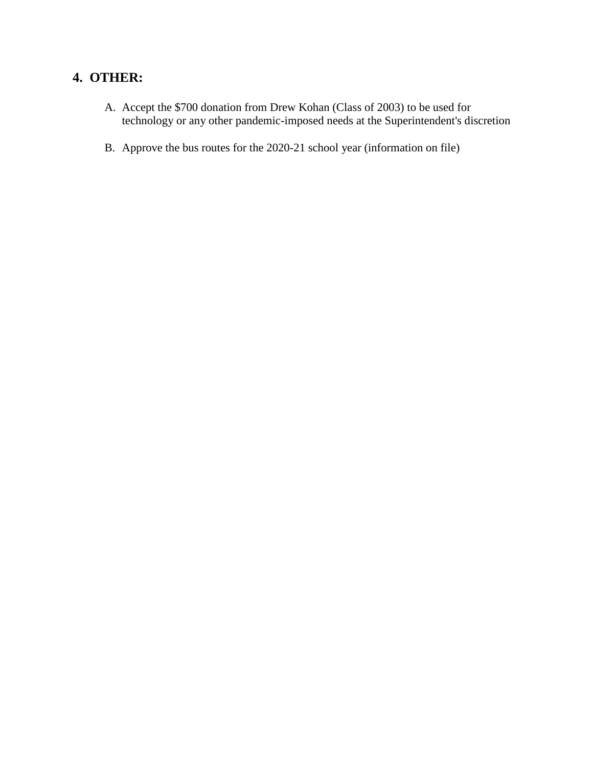## 4. OTHER:

A. Accept the $700 donation from Drew Kohan (Class of 2003) to be used for technology or any other pandemic-imposed needs at the Superintendent's discretion

B. Approve the bus routes for the 2020-21 school year (information on file)